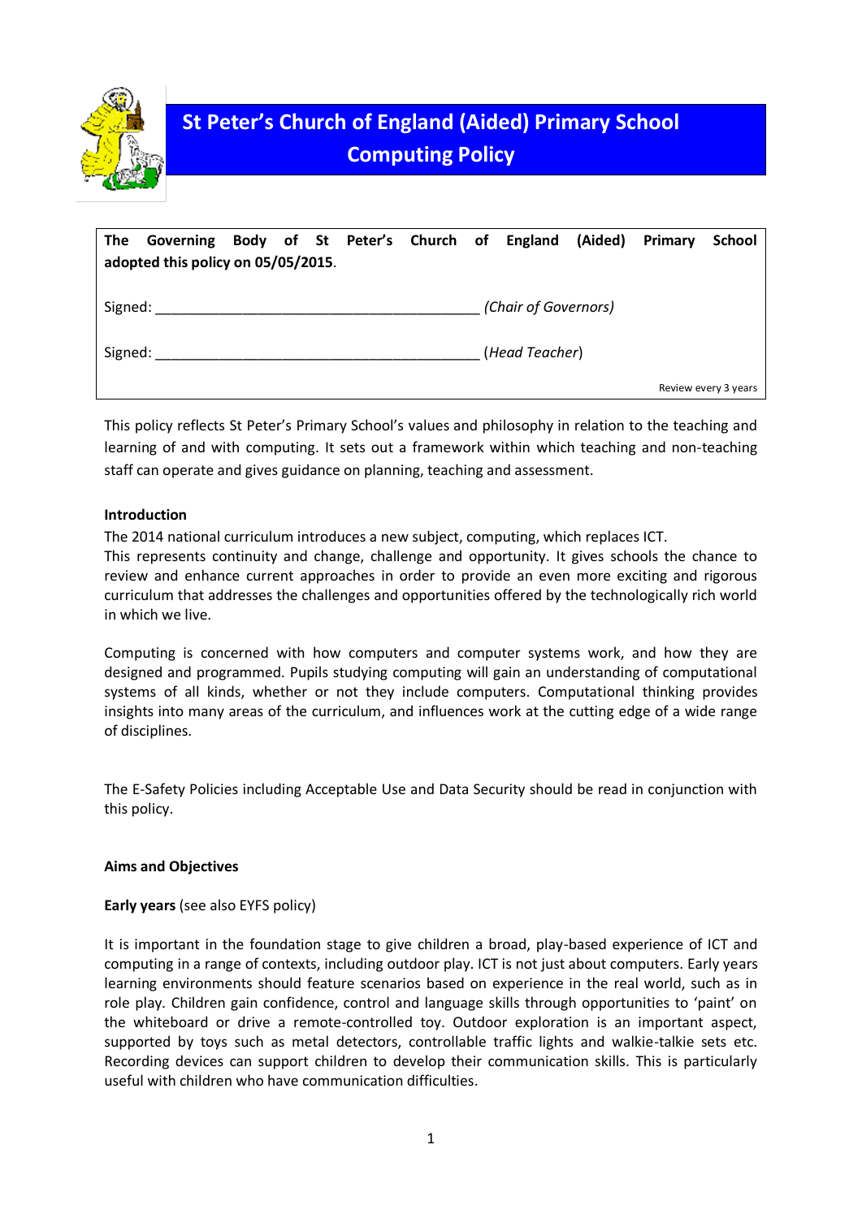# St Peter's Church of England (Aided) Primary School
## Computing Policy

**The Governing Body of St Peter's Church of England (Aided) Primary School adopted this policy on 05/05/2015.**

Signed: ________________________________________ *(Chair of Governors)*

Signed: ________________________________________ (*Head Teacher*)

Review every 3 years

This policy reflects St Peter's Primary School's values and philosophy in relation to the teaching and learning of and with computing. It sets out a framework within which teaching and non-teaching staff can operate and gives guidance on planning, teaching and assessment.

**Introduction**

The 2014 national curriculum introduces a new subject, computing, which replaces ICT.
This represents continuity and change, challenge and opportunity. It gives schools the chance to review and enhance current approaches in order to provide an even more exciting and rigorous curriculum that addresses the challenges and opportunities offered by the technologically rich world in which we live.

Computing is concerned with how computers and computer systems work, and how they are designed and programmed. Pupils studying computing will gain an understanding of computational systems of all kinds, whether or not they include computers. Computational thinking provides insights into many areas of the curriculum, and influences work at the cutting edge of a wide range of disciplines.

The E-Safety Policies including Acceptable Use and Data Security should be read in conjunction with this policy.

**Aims and Objectives**

**Early years** (see also EYFS policy)

It is important in the foundation stage to give children a broad, play-based experience of ICT and computing in a range of contexts, including outdoor play. ICT is not just about computers. Early years learning environments should feature scenarios based on experience in the real world, such as in role play. Children gain confidence, control and language skills through opportunities to 'paint' on the whiteboard or drive a remote-controlled toy. Outdoor exploration is an important aspect, supported by toys such as metal detectors, controllable traffic lights and walkie-talkie sets etc. Recording devices can support children to develop their communication skills. This is particularly useful with children who have communication difficulties.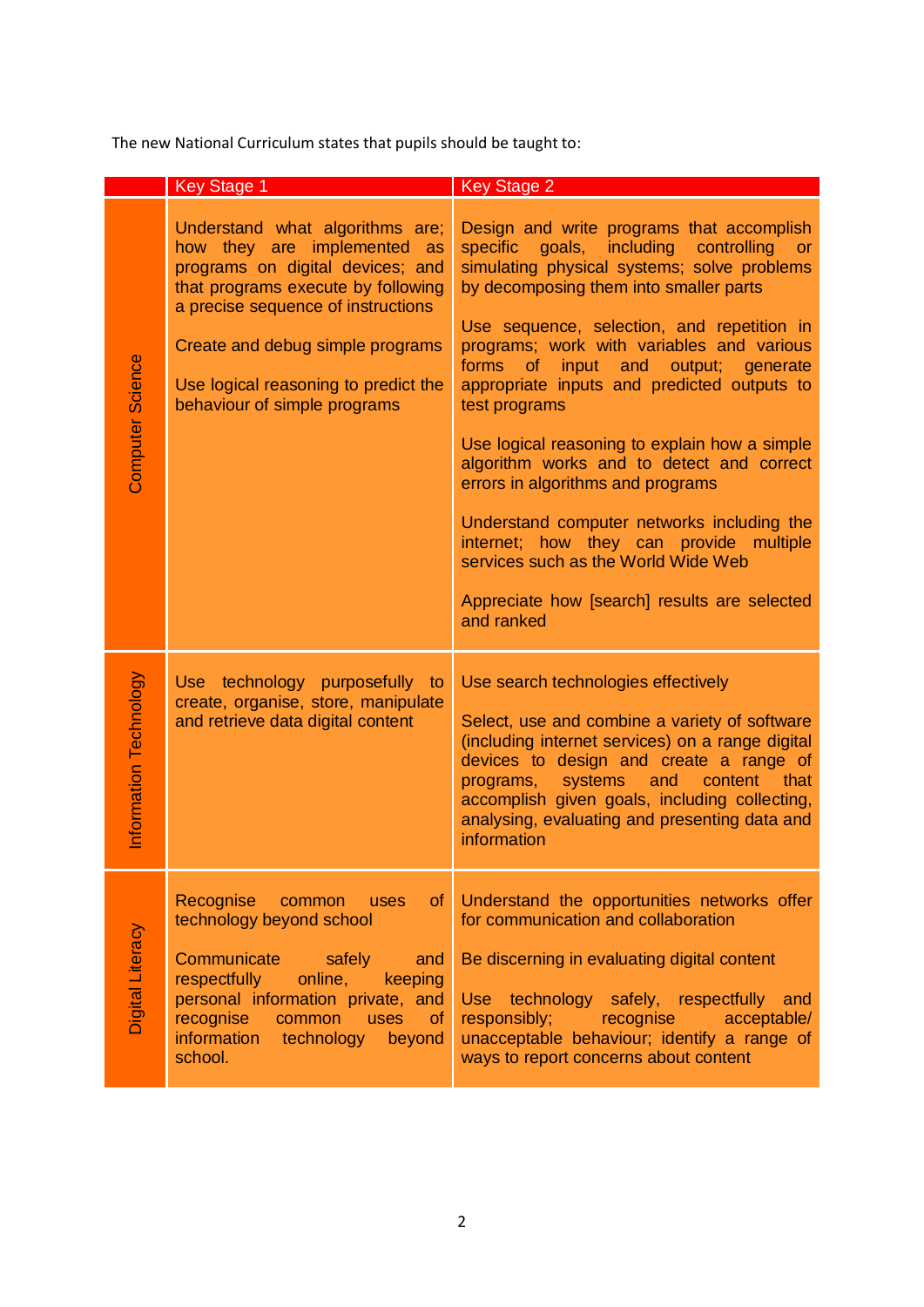The new National Curriculum states that pupils should be taught to:

| | Key Stage 1 | Key Stage 2 |
|---|---|---|
| Computer Science | Understand what algorithms are; how they are implemented as programs on digital devices; and that programs execute by following a precise sequence of instructions<br><br>Create and debug simple programs<br><br>Use logical reasoning to predict the behaviour of simple programs | Design and write programs that accomplish specific goals, including controlling or simulating physical systems; solve problems by decomposing them into smaller parts<br><br>Use sequence, selection, and repetition in programs; work with variables and various forms of input and output; generate appropriate inputs and predicted outputs to test programs<br><br>Use logical reasoning to explain how a simple algorithm works and to detect and correct errors in algorithms and programs<br><br>Understand computer networks including the internet; how they can provide multiple services such as the World Wide Web<br><br>Appreciate how [search] results are selected and ranked |
| Information Technology | Use technology purposefully to create, organise, store, manipulate and retrieve data digital content | Use search technologies effectively<br><br>Select, use and combine a variety of software (including internet services) on a range digital devices to design and create a range of programs, systems and content that accomplish given goals, including collecting, analysing, evaluating and presenting data and information |
| Digital Literacy | Recognise common uses of technology beyond school<br><br>Communicate safely and respectfully online, keeping personal information private, and recognise common uses of information technology beyond school. | Understand the opportunities networks offer for communication and collaboration<br><br>Be discerning in evaluating digital content<br><br>Use technology safely, respectfully and responsibly; recognise acceptable/ unacceptable behaviour; identify a range of ways to report concerns about content |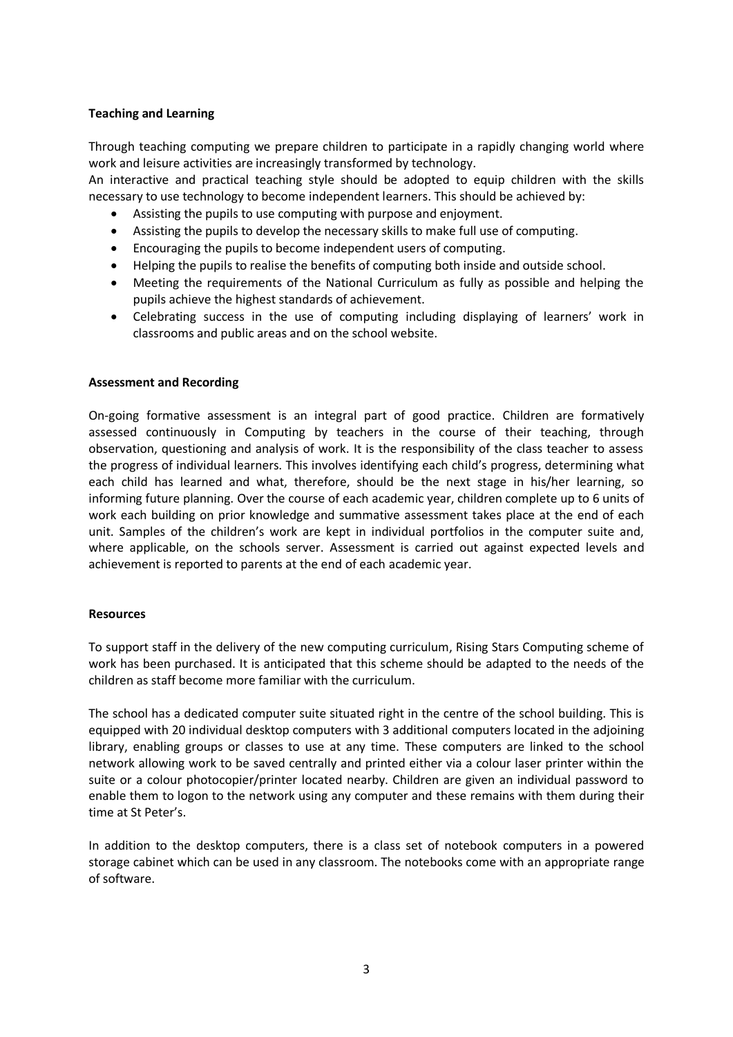**Teaching and Learning**

Through teaching computing we prepare children to participate in a rapidly changing world where work and leisure activities are increasingly transformed by technology.

An interactive and practical teaching style should be adopted to equip children with the skills necessary to use technology to become independent learners. This should be achieved by:

- Assisting the pupils to use computing with purpose and enjoyment.
- Assisting the pupils to develop the necessary skills to make full use of computing.
- Encouraging the pupils to become independent users of computing.
- Helping the pupils to realise the benefits of computing both inside and outside school.
- Meeting the requirements of the National Curriculum as fully as possible and helping the pupils achieve the highest standards of achievement.
- Celebrating success in the use of computing including displaying of learners' work in classrooms and public areas and on the school website.

**Assessment and Recording**

On-going formative assessment is an integral part of good practice. Children are formatively assessed continuously in Computing by teachers in the course of their teaching, through observation, questioning and analysis of work. It is the responsibility of the class teacher to assess the progress of individual learners. This involves identifying each child's progress, determining what each child has learned and what, therefore, should be the next stage in his/her learning, so informing future planning. Over the course of each academic year, children complete up to 6 units of work each building on prior knowledge and summative assessment takes place at the end of each unit. Samples of the children's work are kept in individual portfolios in the computer suite and, where applicable, on the schools server. Assessment is carried out against expected levels and achievement is reported to parents at the end of each academic year.

**Resources**

To support staff in the delivery of the new computing curriculum, Rising Stars Computing scheme of work has been purchased. It is anticipated that this scheme should be adapted to the needs of the children as staff become more familiar with the curriculum.

The school has a dedicated computer suite situated right in the centre of the school building. This is equipped with 20 individual desktop computers with 3 additional computers located in the adjoining library, enabling groups or classes to use at any time. These computers are linked to the school network allowing work to be saved centrally and printed either via a colour laser printer within the suite or a colour photocopier/printer located nearby. Children are given an individual password to enable them to logon to the network using any computer and these remains with them during their time at St Peter's.

In addition to the desktop computers, there is a class set of notebook computers in a powered storage cabinet which can be used in any classroom. The notebooks come with an appropriate range of software.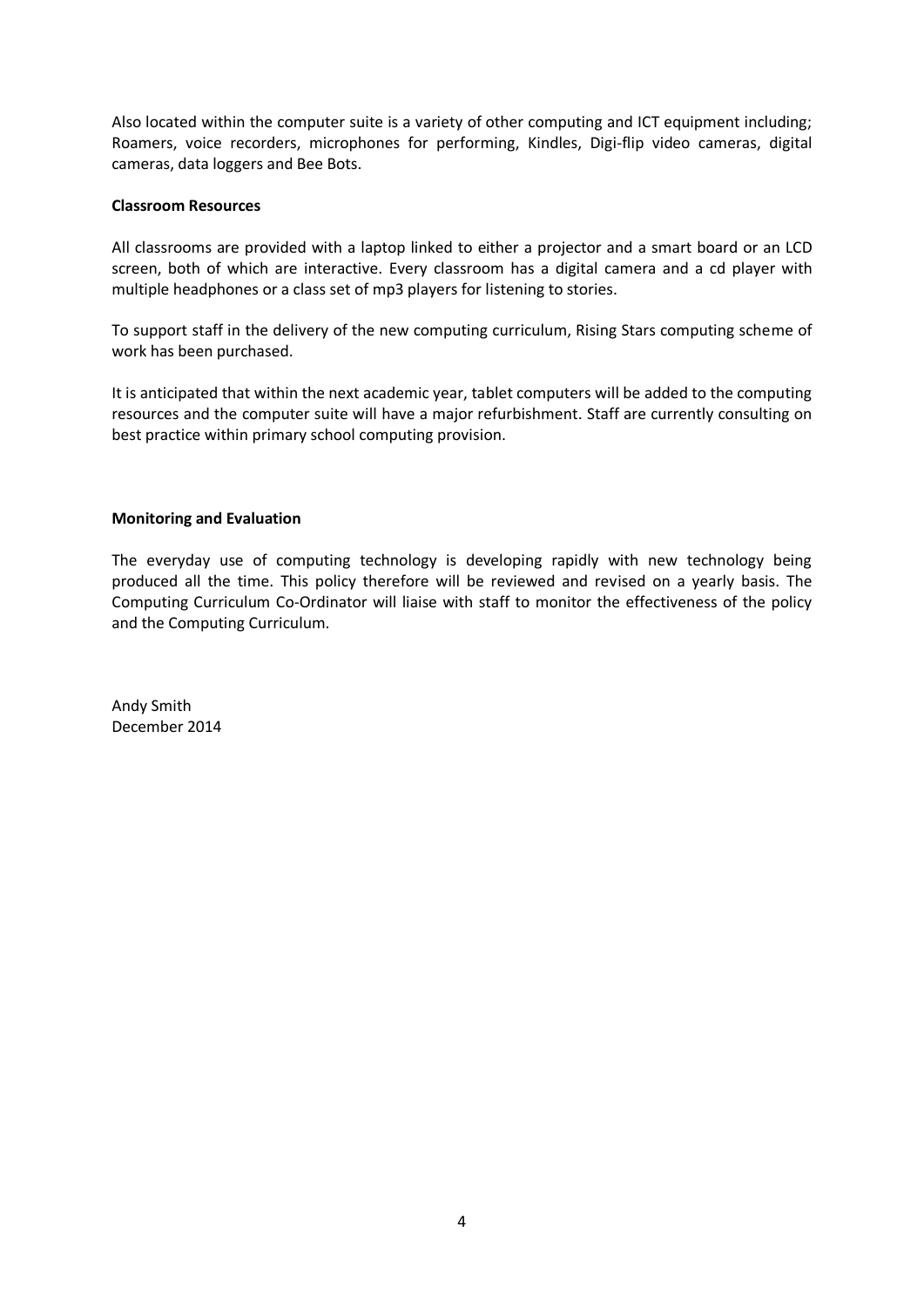Also located within the computer suite is a variety of other computing and ICT equipment including; Roamers, voice recorders, microphones for performing, Kindles, Digi-flip video cameras, digital cameras, data loggers and Bee Bots.

**Classroom Resources**

All classrooms are provided with a laptop linked to either a projector and a smart board or an LCD screen, both of which are interactive. Every classroom has a digital camera and a cd player with multiple headphones or a class set of mp3 players for listening to stories.

To support staff in the delivery of the new computing curriculum, Rising Stars computing scheme of work has been purchased.

It is anticipated that within the next academic year, tablet computers will be added to the computing resources and the computer suite will have a major refurbishment. Staff are currently consulting on best practice within primary school computing provision.

**Monitoring and Evaluation**

The everyday use of computing technology is developing rapidly with new technology being produced all the time. This policy therefore will be reviewed and revised on a yearly basis. The Computing Curriculum Co-Ordinator will liaise with staff to monitor the effectiveness of the policy and the Computing Curriculum.

Andy Smith
December 2014